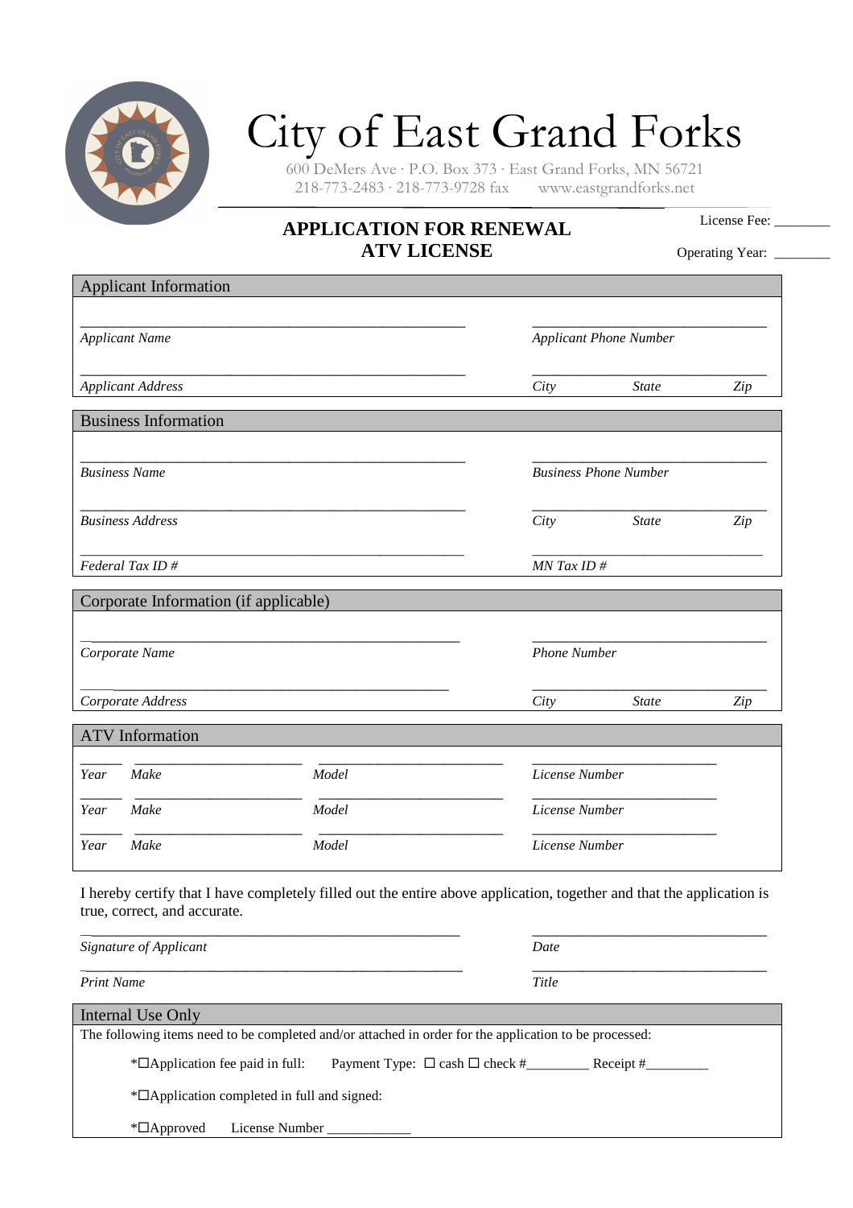# City of East Grand Forks

600 DeMers Ave · P.O. Box 373 · East Grand Forks, MN 56721
218-773-2483 · 218-773-9728 fax www.eastgrandforks.net

## APPLICATION FOR RENEWAL
## ATV LICENSE

License Fee: ________

Operating Year: ________

### Applicant Information

_______________________________ *Applicant Name*

_______________________________ *Applicant Phone Number*

_______________________________ *Applicant Address*

_______________________________ *City State Zip*

### Business Information

_______________________________ *Business Name*

_______________________________ *Business Phone Number*

_______________________________ *Business Address*

_______________________________ *City State Zip*

_______________________________ *Federal Tax ID #*

_______________________________ *MN Tax ID #*

### Corporate Information (if applicable)

_______________________________ *Corporate Name*

_______________________________ *Phone Number*

_______________________________ *Corporate Address*

_______________________________ *City State Zip*

### ATV Information

| *Year* | *Make* | *Model* | *License Number* |
|---|---|---|---|
| ______ | ______________________ | ______________________ | ______________________ |
| ______ | ______________________ | ______________________ | ______________________ |
| ______ | ______________________ | ______________________ | ______________________ |

I hereby certify that I have completely filled out the entire above application, together and that the application is true, correct, and accurate.

_______________________________ *Signature of Applicant*

_______________________________ *Date*

_______________________________ *Print Name*

_______________________________ *Title*

### Internal Use Only

The following items need to be completed and/or attached in order for the application to be processed:

*☐Application fee paid in full: Payment Type: ☐ cash ☐ check #_________ Receipt #_________

*☐Application completed in full and signed:

*☐Approved License Number ____________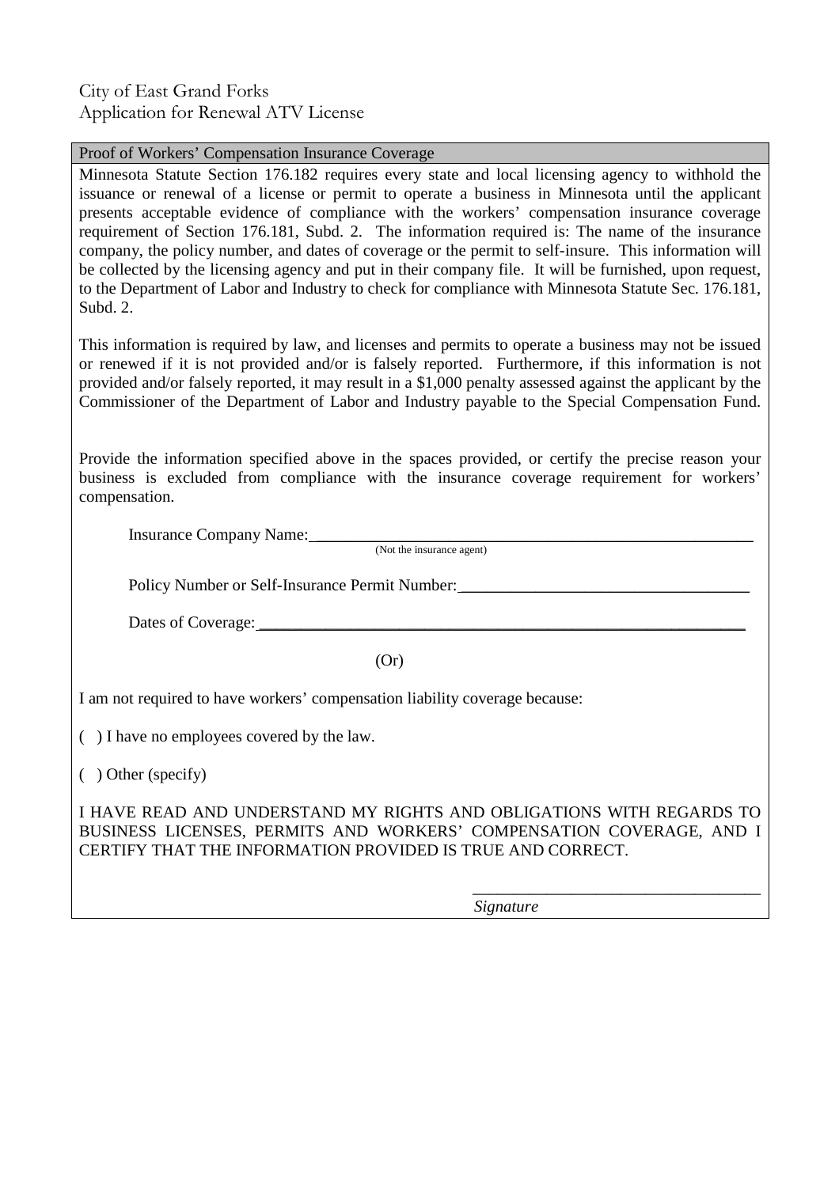City of East Grand Forks
Application for Renewal ATV License

## Proof of Workers' Compensation Insurance Coverage

Minnesota Statute Section 176.182 requires every state and local licensing agency to withhold the issuance or renewal of a license or permit to operate a business in Minnesota until the applicant presents acceptable evidence of compliance with the workers' compensation insurance coverage requirement of Section 176.181, Subd. 2. The information required is: The name of the insurance company, the policy number, and dates of coverage or the permit to self-insure. This information will be collected by the licensing agency and put in their company file. It will be furnished, upon request, to the Department of Labor and Industry to check for compliance with Minnesota Statute Sec. 176.181, Subd. 2.

This information is required by law, and licenses and permits to operate a business may not be issued or renewed if it is not provided and/or is falsely reported. Furthermore, if this information is not provided and/or falsely reported, it may result in a $1,000 penalty assessed against the applicant by the Commissioner of the Department of Labor and Industry payable to the Special Compensation Fund.

Provide the information specified above in the spaces provided, or certify the precise reason your business is excluded from compliance with the insurance coverage requirement for workers' compensation.

Insurance Company Name:________________________________________________
(Not the insurance agent)

Policy Number or Self-Insurance Permit Number:______________________________

Dates of Coverage:_____________________________________________________

(Or)

I am not required to have workers' compensation liability coverage because:

( ) I have no employees covered by the law.

( ) Other (specify)

I HAVE READ AND UNDERSTAND MY RIGHTS AND OBLIGATIONS WITH REGARDS TO BUSINESS LICENSES, PERMITS AND WORKERS' COMPENSATION COVERAGE, AND I CERTIFY THAT THE INFORMATION PROVIDED IS TRUE AND CORRECT.

___________________________________
*Signature*